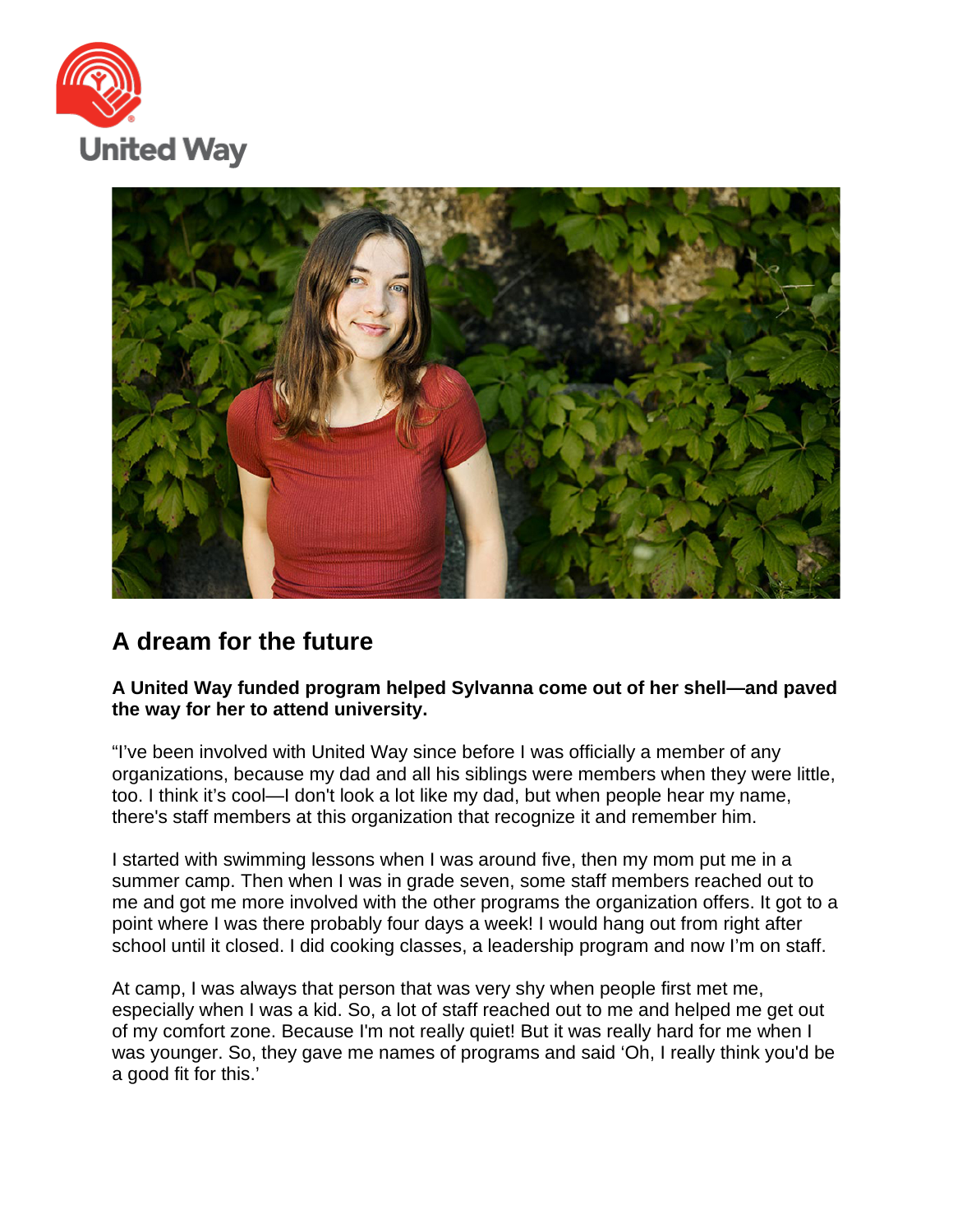United Way

## A dream for the future

**A United Way funded program helped Sylvanna come out of her shell—and paved the way for her to attend university.**

“I’ve been involved with United Way since before I was officially a member of any organizations, because my dad and all his siblings were members when they were little, too. I think it’s cool—I don't look a lot like my dad, but when people hear my name, there's staff members at this organization that recognize it and remember him.

I started with swimming lessons when I was around five, then my mom put me in a summer camp. Then when I was in grade seven, some staff members reached out to me and got me more involved with the other programs the organization offers. It got to a point where I was there probably four days a week! I would hang out from right after school until it closed. I did cooking classes, a leadership program and now I’m on staff.

At camp, I was always that person that was very shy when people first met me, especially when I was a kid. So, a lot of staff reached out to me and helped me get out of my comfort zone. Because I'm not really quiet! But it was really hard for me when I was younger. So, they gave me names of programs and said ‘Oh, I really think you'd be a good fit for this.’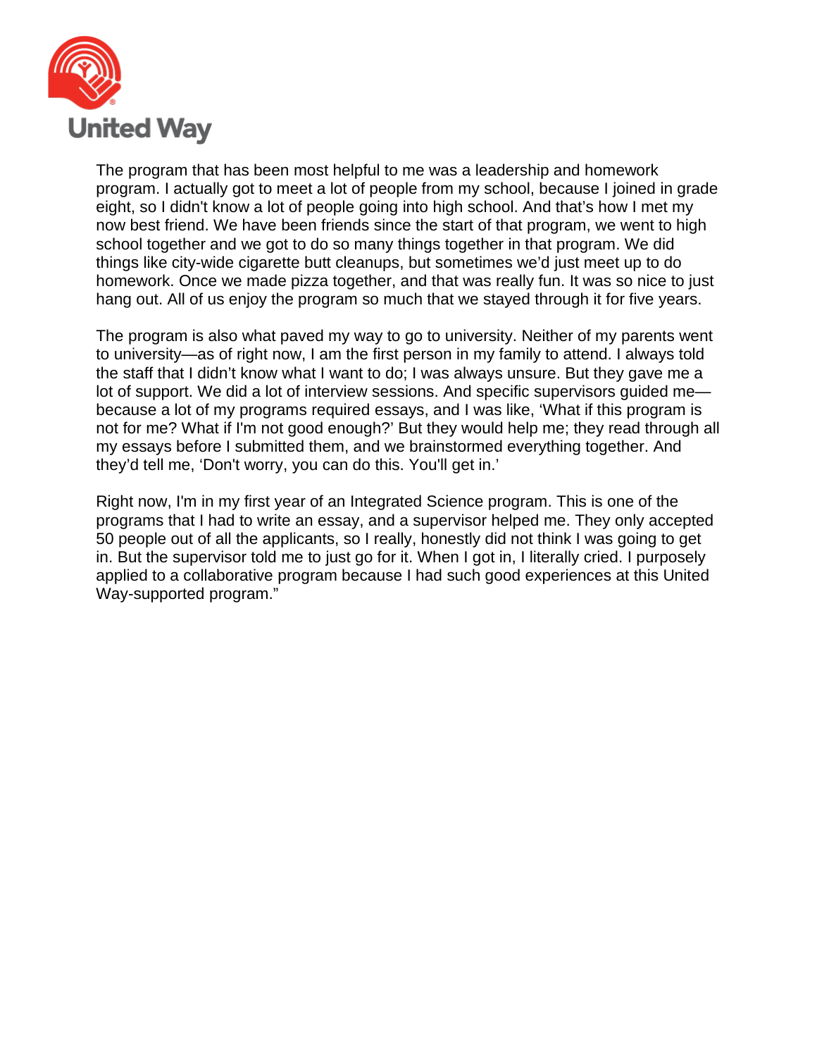The program that has been most helpful to me was a leadership and homework program. I actually got to meet a lot of people from my school, because I joined in grade eight, so I didn't know a lot of people going into high school. And that's how I met my now best friend. We have been friends since the start of that program, we went to high school together and we got to do so many things together in that program. We did things like city-wide cigarette butt cleanups, but sometimes we'd just meet up to do homework. Once we made pizza together, and that was really fun. It was so nice to just hang out. All of us enjoy the program so much that we stayed through it for five years.

The program is also what paved my way to go to university. Neither of my parents went to university—as of right now, I am the first person in my family to attend. I always told the staff that I didn't know what I want to do; I was always unsure. But they gave me a lot of support. We did a lot of interview sessions. And specific supervisors guided me—because a lot of my programs required essays, and I was like, 'What if this program is not for me? What if I'm not good enough?' But they would help me; they read through all my essays before I submitted them, and we brainstormed everything together. And they'd tell me, 'Don't worry, you can do this. You'll get in.'

Right now, I'm in my first year of an Integrated Science program. This is one of the programs that I had to write an essay, and a supervisor helped me. They only accepted 50 people out of all the applicants, so I really, honestly did not think I was going to get in. But the supervisor told me to just go for it. When I got in, I literally cried. I purposely applied to a collaborative program because I had such good experiences at this United Way-supported program."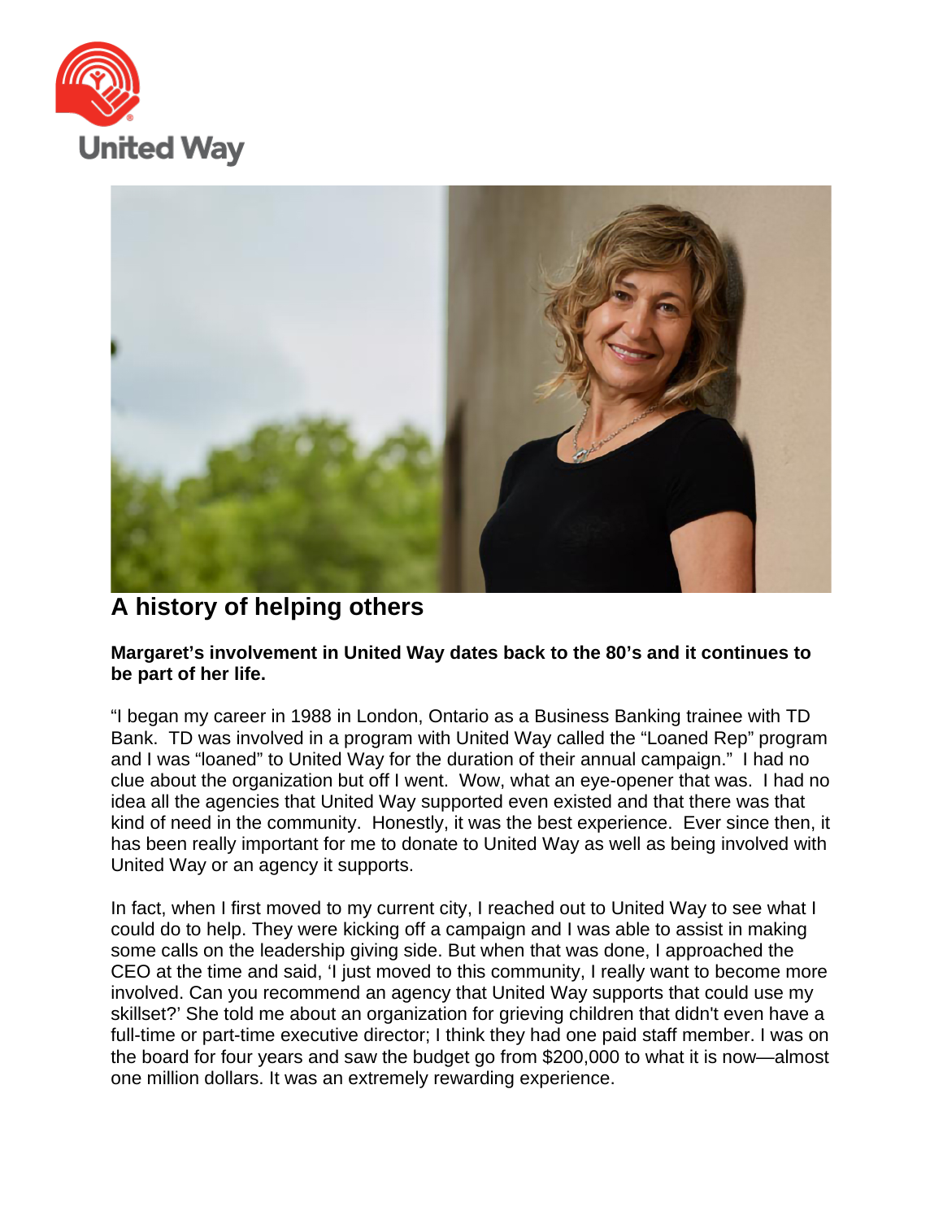United Way

# A history of helping others

**Margaret's involvement in United Way dates back to the 80's and it continues to be part of her life.**

"I began my career in 1988 in London, Ontario as a Business Banking trainee with TD Bank. TD was involved in a program with United Way called the "Loaned Rep" program and I was "loaned" to United Way for the duration of their annual campaign." I had no clue about the organization but off I went. Wow, what an eye-opener that was. I had no idea all the agencies that United Way supported even existed and that there was that kind of need in the community. Honestly, it was the best experience. Ever since then, it has been really important for me to donate to United Way as well as being involved with United Way or an agency it supports.

In fact, when I first moved to my current city, I reached out to United Way to see what I could do to help. They were kicking off a campaign and I was able to assist in making some calls on the leadership giving side. But when that was done, I approached the CEO at the time and said, 'I just moved to this community, I really want to become more involved. Can you recommend an agency that United Way supports that could use my skillset?' She told me about an organization for grieving children that didn't even have a full-time or part-time executive director; I think they had one paid staff member. I was on the board for four years and saw the budget go from $200,000 to what it is now—almost one million dollars. It was an extremely rewarding experience.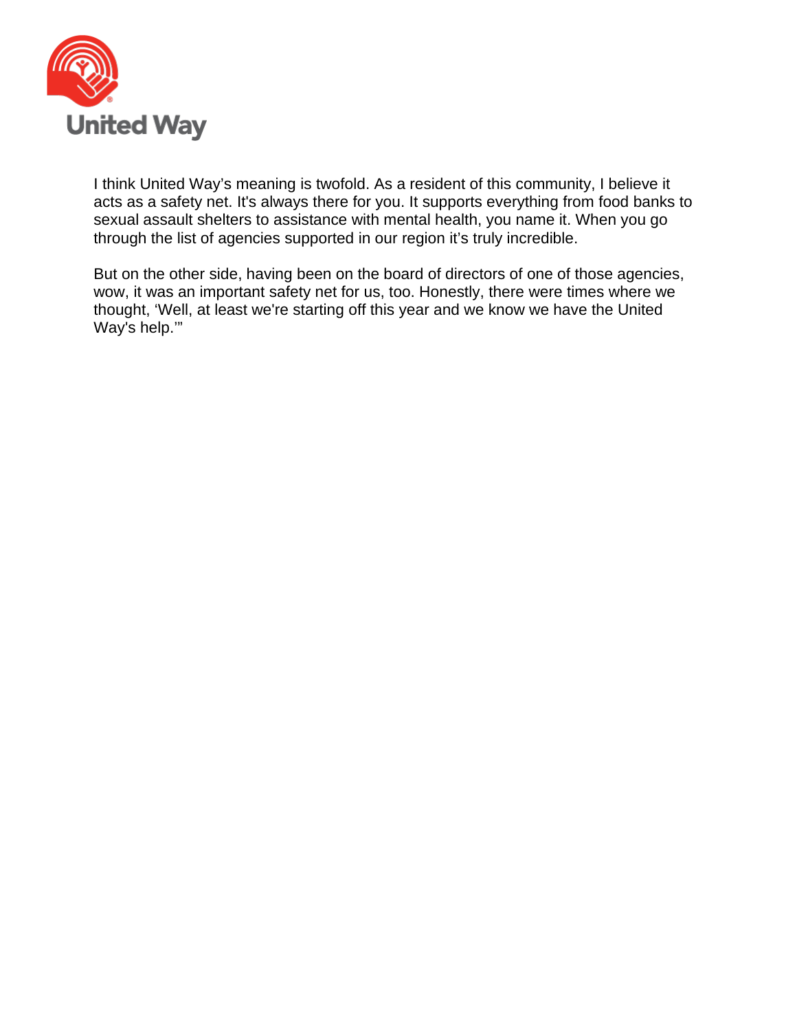I think United Way's meaning is twofold. As a resident of this community, I believe it acts as a safety net. It's always there for you. It supports everything from food banks to sexual assault shelters to assistance with mental health, you name it. When you go through the list of agencies supported in our region it's truly incredible.

But on the other side, having been on the board of directors of one of those agencies, wow, it was an important safety net for us, too. Honestly, there were times where we thought, 'Well, at least we're starting off this year and we know we have the United Way's help.'"